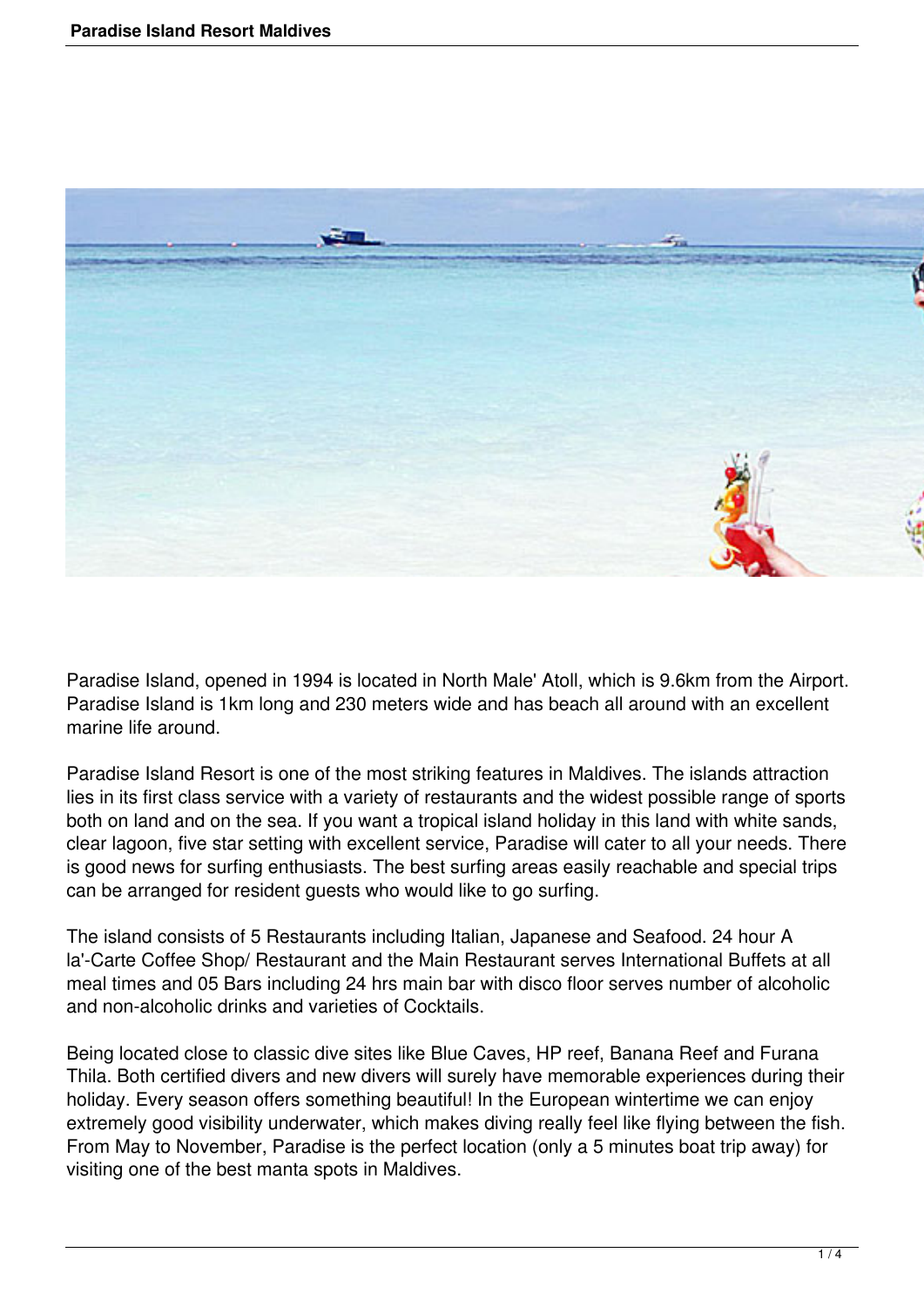Paradise Island, opened in 1994 is located in North Male' Atoll, which is 9.6km from the Airport. Paradise Island is 1km long and 230 meters wide and has beach all around with an excellent marine life around.

Paradise Island Resort is one of the most striking features in Maldives. The islands attraction lies in its first class service with a variety of restaurants and the widest possible range of sports both on land and on the sea. If you want a tropical island holiday in this land with white sands, clear lagoon, five star setting with excellent service, Paradise will cater to all your needs. There is good news for surfing enthusiasts. The best surfing areas easily reachable and special trips can be arranged for resident guests who would like to go surfing.

The island consists of 5 Restaurants including Italian, Japanese and Seafood. 24 hour A la'-Carte Coffee Shop/ Restaurant and the Main Restaurant serves International Buffets at all meal times and 05 Bars including 24 hrs main bar with disco floor serves number of alcoholic and non-alcoholic drinks and varieties of Cocktails.

Being located close to classic dive sites like Blue Caves, HP reef, Banana Reef and Furana Thila. Both certified divers and new divers will surely have memorable experiences during their holiday. Every season offers something beautiful! In the European wintertime we can enjoy extremely good visibility underwater, which makes diving really feel like flying between the fish. From May to November, Paradise is the perfect location (only a 5 minutes boat trip away) for visiting one of the best manta spots in Maldives.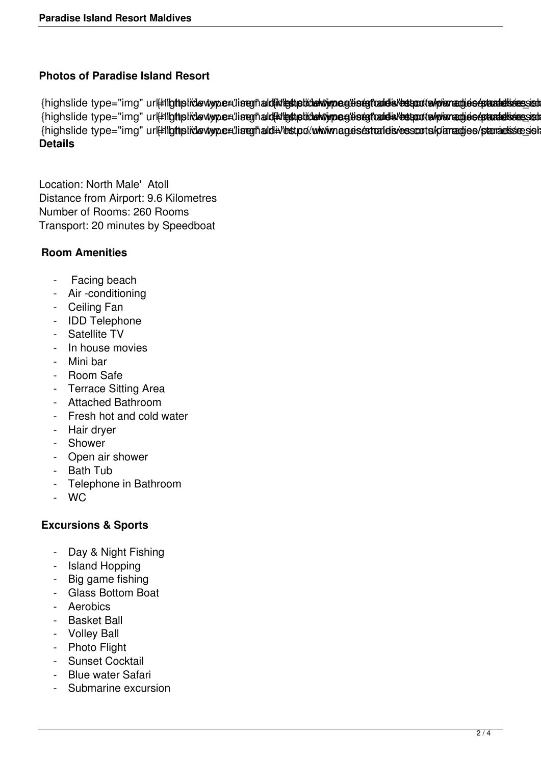### Photos of Paradise Island Resort

{highslide type="img" url=

{highslide type="img" url=

{highslide type="img" url=

**Details**

Location: North Male'  Atoll
Distance from Airport: 9.6 Kilometres
Number of Rooms: 260 Rooms
Transport: 20 minutes by Speedboat

#### Room Amenities

- Facing beach
- Air -conditioning
- Ceiling Fan
- IDD Telephone
- Satellite TV
- In house movies
- Mini bar
- Room Safe
- Terrace Sitting Area
- Attached Bathroom
- Fresh hot and cold water
- Hair dryer
- Shower
- Open air shower
- Bath Tub
- Telephone in Bathroom
- WC

#### Excursions & Sports

- Day & Night Fishing
- Island Hopping
- Big game fishing
- Glass Bottom Boat
- Aerobics
- Basket Ball
- Volley Ball
- Photo Flight
- Sunset Cocktail
- Blue water Safari
- Submarine excursion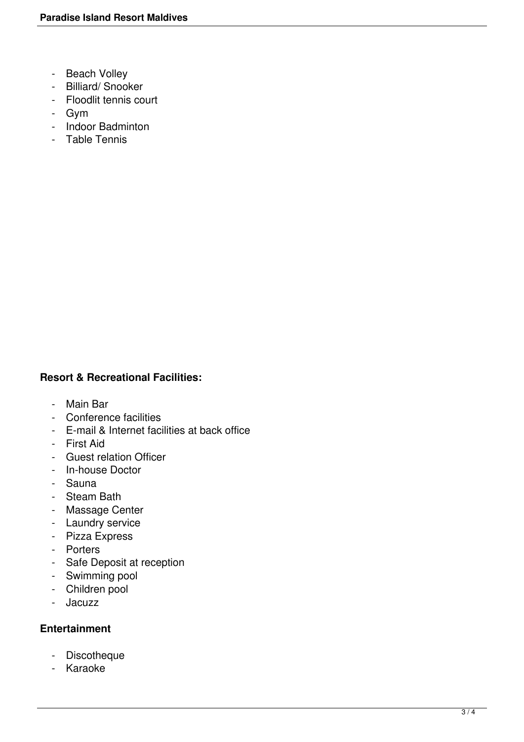- Beach Volley
- Billiard/ Snooker
- Floodlit tennis court
- Gym
- Indoor Badminton
- Table Tennis

**Resort & Recreational Facilities:**

- Main Bar
- Conference facilities
- E-mail & Internet facilities at back office
- First Aid
- Guest relation Officer
- In-house Doctor
- Sauna
- Steam Bath
- Massage Center
- Laundry service
- Pizza Express
- Porters
- Safe Deposit at reception
- Swimming pool
- Children pool
- Jacuzz

**Entertainment**

- Discotheque
- Karaoke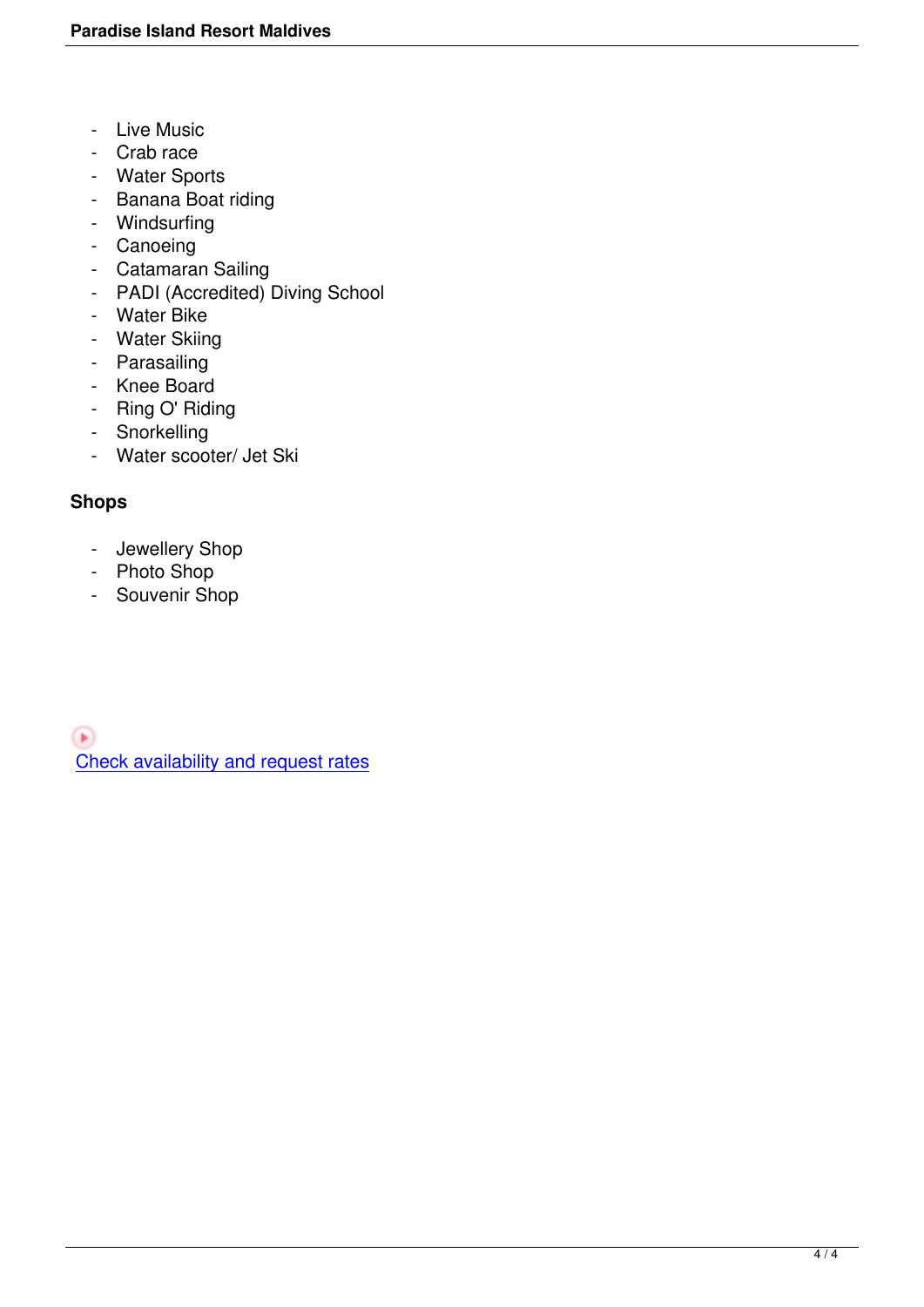- Live Music
- Crab race
- Water Sports
- Banana Boat riding
- Windsurfing
- Canoeing
- Catamaran Sailing
- PADI (Accredited) Diving School
- Water Bike
- Water Skiing
- Parasailing
- Knee Board
- Ring O' Riding
- Snorkelling
- Water scooter/ Jet Ski

## Shops

- Jewellery Shop
- Photo Shop
- Souvenir Shop

Check availability and request rates